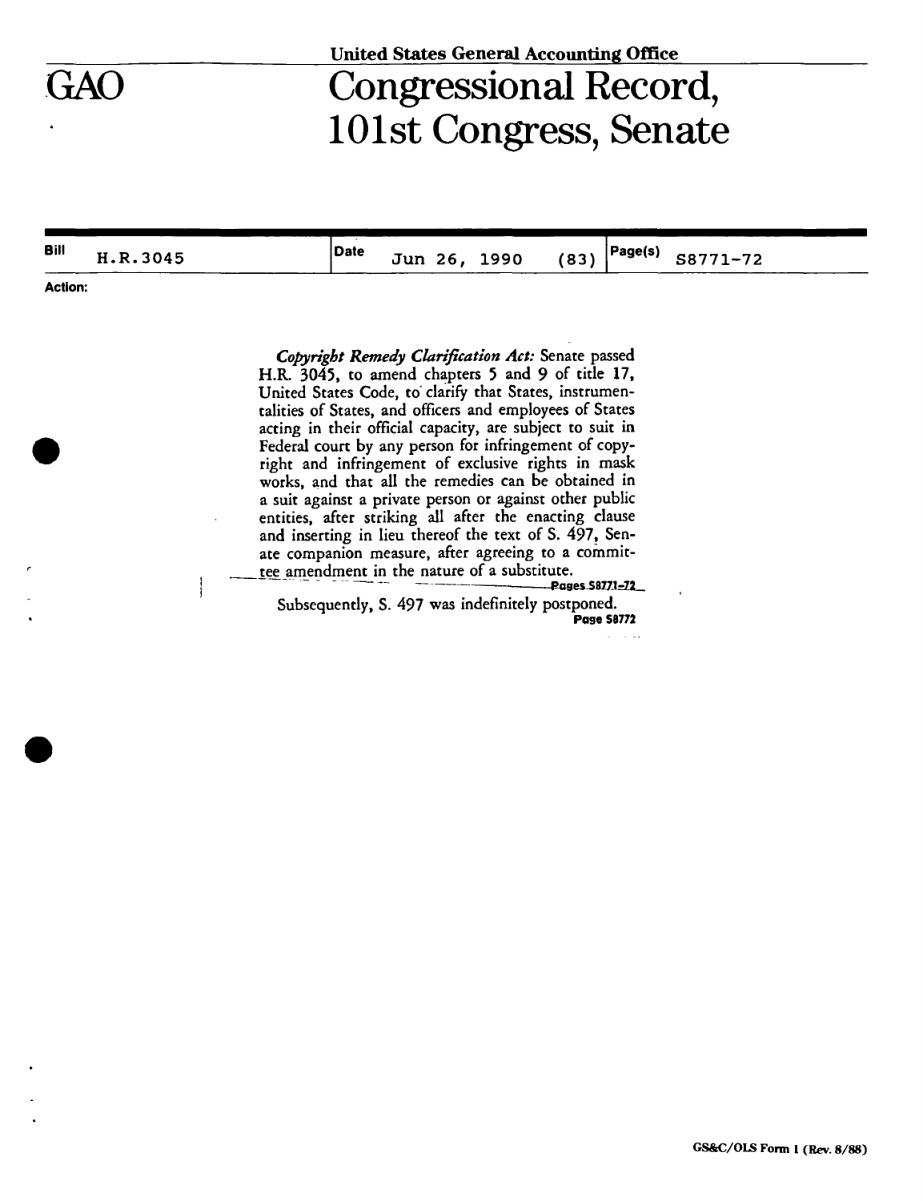United States General Accounting Office

# GAO Congressional Record, 101st Congress, Senate

| Bill | H.R.3045 | Date | Jun 26, 1990 (83) | Page(s) | S8771-72 |
|---|---|---|---|---|---|

**Action:**

*Copyright Remedy Clarification Act:* Senate passed H.R. 3045, to amend chapters 5 and 9 of title 17, United States Code, to clarify that States, instrumentalities of States, and officers and employees of States acting in their official capacity, are subject to suit in Federal court by any person for infringement of copyright and infringement of exclusive rights in mask works, and that all the remedies can be obtained in a suit against a private person or against other public entities, after striking all after the enacting clause and inserting in lieu thereof the text of S. 497, Senate companion measure, after agreeing to a committee amendment in the nature of a substitute.

**Pages S8771-72**

Subsequently, S. 497 was indefinitely postponed.

**Page S8772**

GS&C/OLS Form 1 (Rev. 8/88)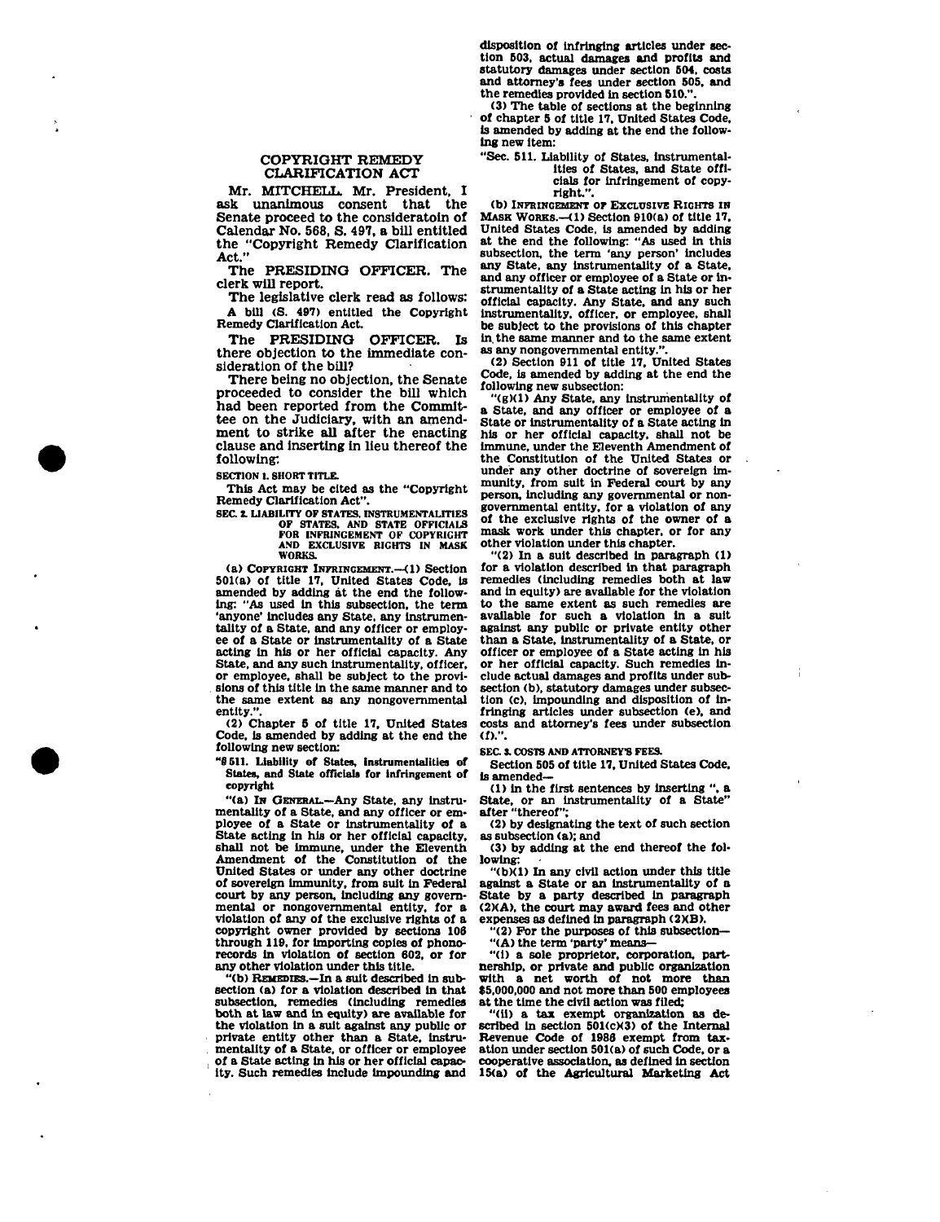## COPYRIGHT REMEDY CLARIFICATION ACT

Mr. MITCHELL. Mr. President, I ask unanimous consent that the Senate proceed to the consideratoin of Calendar No. 568, S. 497, a bill entitled the "Copyright Remedy Clarification Act."

The PRESIDING OFFICER. The clerk will report.

The legislative clerk read as follows:

A bill (S. 497) entitled the Copyright Remedy Clarification Act.

The PRESIDING OFFICER. Is there objection to the immediate consideration of the bill?

There being no objection, the Senate proceeded to consider the bill which had been reported from the Committee on the Judiciary, with an amendment to strike all after the enacting clause and inserting in lieu thereof the following:

**SECTION 1. SHORT TITLE.**

This Act may be cited as the "Copyright Remedy Clarification Act".

**SEC. 2. LIABILITY OF STATES, INSTRUMENTALITIES OF STATES, AND STATE OFFICIALS FOR INFRINGEMENT OF COPYRIGHT AND EXCLUSIVE RIGHTS IN MASK WORKS.**

(a) COPYRIGHT INFRINGEMENT.—(1) Section 501(a) of title 17, United States Code, is amended by adding at the end the following: "As used in this subsection, the term 'anyone' includes any State, any instrumentality of a State, and any officer or employee of a State or instrumentality of a State acting in his or her official capacity. Any State, and any such instrumentality, officer, or employee, shall be subject to the provisions of this title in the same manner and to the same extent as any nongovernmental entity.".

(2) Chapter 5 of title 17, United States Code, is amended by adding at the end the following new section:

**"§ 511. Liability of States, instrumentalities of States, and State officials for infringement of copyright**

"(a) IN GENERAL.—Any State, any instrumentality of a State, and any officer or employee of a State or instrumentality of a State acting in his or her official capacity, shall not be immune, under the Eleventh Amendment of the Constitution of the United States or under any other doctrine of sovereign immunity, from suit in Federal court by any person, including any governmental or nongovernmental entity, for a violation of any of the exclusive rights of a copyright owner provided by sections 106 through 119, for importing copies of phonorecords in violation of section 602, or for any other violation under this title.

"(b) REMEDIES.—In a suit described in subsection (a) for a violation described in that subsection, remedies (including remedies both at law and in equity) are available for the violation in a suit against any public or private entity other than a State, instrumentality of a State, or officer or employee of a State acting in his or her official capacity. Such remedies include impounding and disposition of infringing articles under section 503, actual damages and profits and statutory damages under section 504, costs and attorney's fees under section 505, and the remedies provided in section 510.".

(3) The table of sections at the beginning of chapter 5 of title 17, United States Code, is amended by adding at the end the following new item:

"Sec. 511. Liability of States, instrumentalities of States, and State officials for infringement of copyright.".

(b) INFRINGEMENT OF EXCLUSIVE RIGHTS IN MASK WORKS.—(1) Section 910(a) of title 17, United States Code, is amended by adding at the end the following: "As used in this subsection, the term 'any person' includes any State, any instrumentality of a State, and any officer or employee of a State or instrumentality of a State acting in his or her official capacity. Any State, and any such instrumentality, officer, or employee, shall be subject to the provisions of this chapter in the same manner and to the same extent as any nongovernmental entity.".

(2) Section 911 of title 17, United States Code, is amended by adding at the end the following new subsection:

"(g)(1) Any State, any instrumentality of a State, and any officer or employee of a State or instrumentality of a State acting in his or her official capacity, shall not be immune, under the Eleventh Amendment of the Constitution of the United States or under any other doctrine of sovereign immunity, from suit in Federal court by any person, including any governmental or nongovernmental entity, for a violation of any of the exclusive rights of the owner of a mask work under this chapter, or for any other violation under this chapter.

"(2) In a suit described in paragraph (1) for a violation described in that paragraph remedies (including remedies both at law and in equity) are available for the violation to the same extent as such remedies are available for such a violation in a suit against any public or private entity other than a State, instrumentality of a State, or officer or employee of a State acting in his or her official capacity. Such remedies include actual damages and profits under subsection (b), statutory damages under subsection (c), impounding and disposition of infringing articles under subsection (e), and costs and attorney's fees under subsection (f).".

**SEC. 3. COSTS AND ATTORNEY'S FEES.**

Section 505 of title 17, United States Code, is amended—

(1) in the first sentences by inserting ", a State, or an instrumentality of a State" after "thereof";

(2) by designating the text of such section as subsection (a); and

(3) by adding at the end thereof the following:

"(b)(1) In any civil action under this title against a State or an instrumentality of a State by a party described in paragraph (2)(A), the court may award fees and other expenses as defined in paragraph (2)(B).

"(2) For the purposes of this subsection—

"(A) the term 'party' means—

"(i) a sole proprietor, corporation, partnership, or private and public organization with a net worth of not more than $5,000,000 and not more than 500 employees at the time the civil action was filed;

"(ii) a tax exempt organization as described in section 501(c)(3) of the Internal Revenue Code of 1986 exempt from taxation under section 501(a) of such Code, or a cooperative association, as defined in section 15(a) of the Agricultural Marketing Act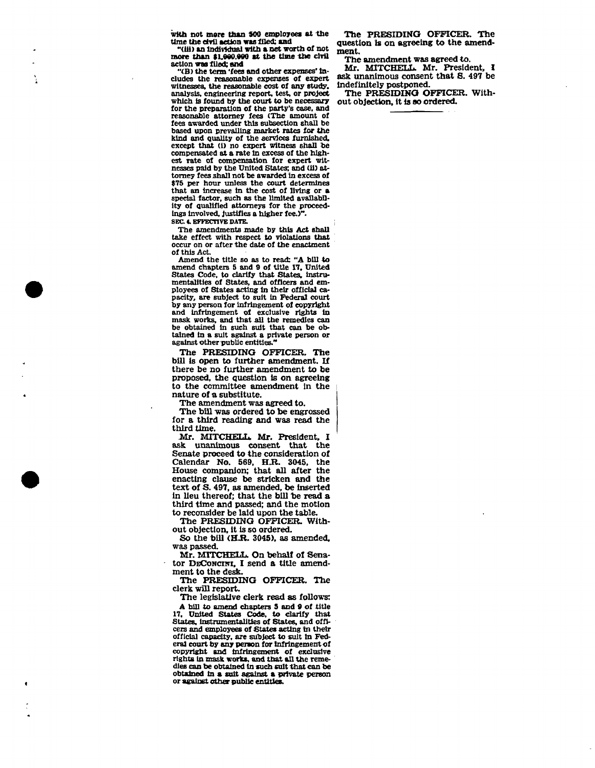with not more than 500 employees at the time the civil action was filed; and

"(iii) an individual with a net worth of not more than $1,000,000 at the time the civil action was filed; and

"(B) the term 'fees and other expenses' includes the reasonable expenses of expert witnesses, the reasonable cost of any study, analysis, engineering report, test, or project which is found by the court to be necessary for the preparation of the party's case, and reasonable attorney fees (The amount of fees awarded under this subsection shall be based upon prevailing market rates for the kind and quality of the services furnished, except that (i) no expert witness shall be compensated at a rate in excess of the highest rate of compensation for expert witnesses paid by the United States; and (ii) attorney fees shall not be awarded in excess of $75 per hour unless the court determines that an increase in the cost of living or a special factor, such as the limited availability of qualified attorneys for the proceedings involved, justifies a higher fee.)".

SEC. 4. EFFECTIVE DATE.

The amendments made by this Act shall take effect with respect to violations that occur on or after the date of the enactment of this Act.

Amend the title so as to read: "A bill to amend chapters 5 and 9 of title 17, United States Code, to clarify that States, instrumentalities of States, and officers and employees of States acting in their official capacity, are subject to suit in Federal court by any person for infringement of copyright and infringement of exclusive rights in mask works, and that all the remedies can be obtained in such suit that can be obtained in a suit against a private person or against other public entities."

The PRESIDING OFFICER. The bill is open to further amendment. If there be no further amendment to be proposed, the question is on agreeing to the committee amendment in the nature of a substitute.

The amendment was agreed to.

The bill was ordered to be engrossed for a third reading and was read the third time.

Mr. MITCHELL. Mr. President, I ask unanimous consent that the Senate proceed to the consideration of Calendar No. 569, H.R. 3045, the House companion; that all after the enacting clause be stricken and the text of S. 497, as amended, be inserted in lieu thereof; that the bill be read a third time and passed; and the motion to reconsider be laid upon the table.

The PRESIDING OFFICER. Without objection, it is so ordered.

So the bill (H.R. 3045), as amended, was passed.

Mr. MITCHELL. On behalf of Senator DECONCINI, I send a title amendment to the desk.

The PRESIDING OFFICER. The clerk will report.

The legislative clerk read as follows:

A bill to amend chapters 5 and 9 of title 17, United States Code, to clarify that States, instrumentalities of States, and officers and employees of States acting in their official capacity, are subject to suit in Federal court by any person for infringement of copyright and infringement of exclusive rights in mask works, and that all the remedies can be obtained in such suit that can be obtained in a suit against a private person or against other public entities.

The PRESIDING OFFICER. The question is on agreeing to the amendment.

The amendment was agreed to.

Mr. MITCHELL. Mr. President, I ask unanimous consent that S. 497 be indefinitely postponed.

The PRESIDING OFFICER. Without objection, it is so ordered.